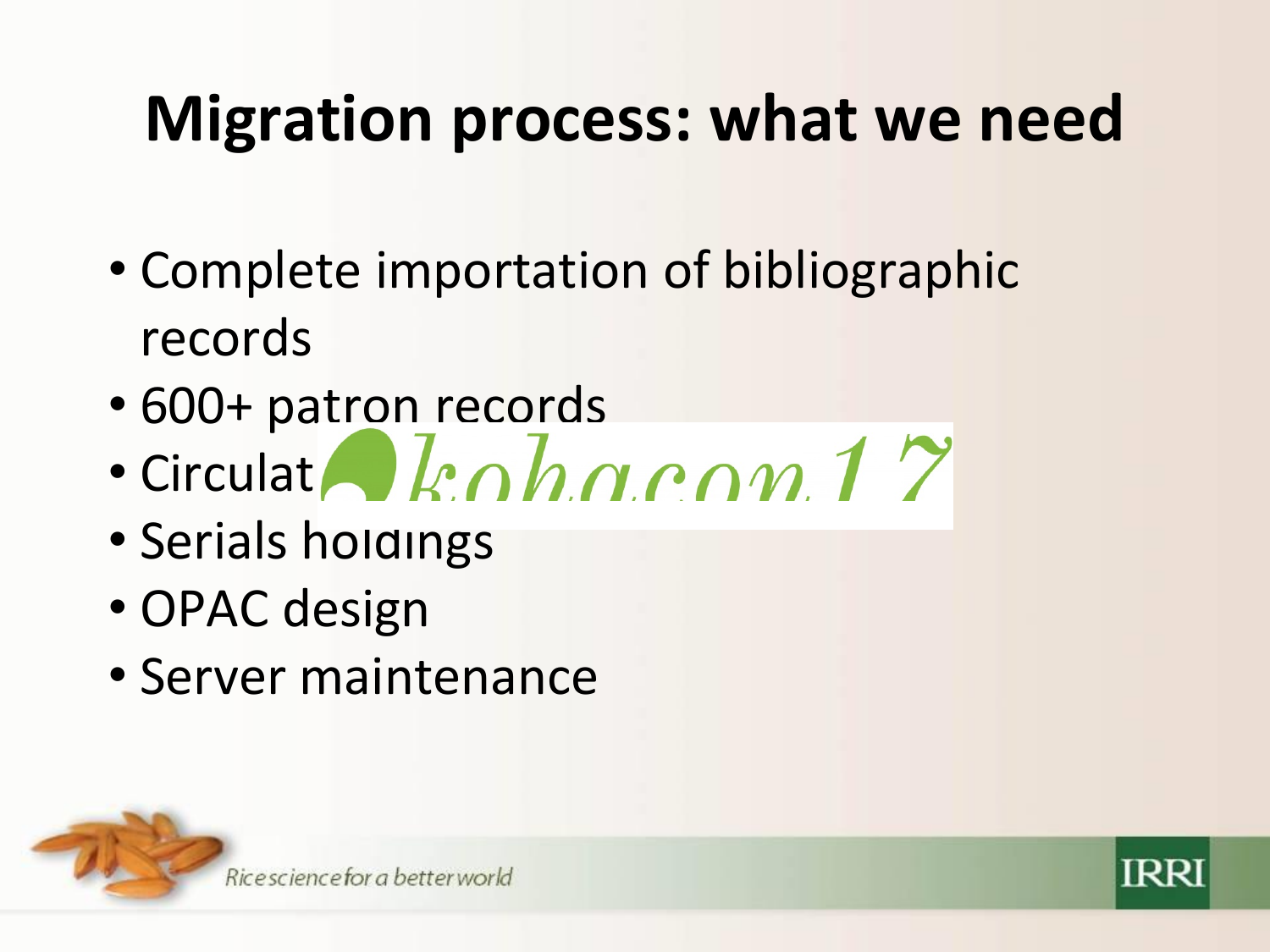# Migration process: what we need

- Complete importation of bibliographic records
- 600+ patron records
- Circulat
- Serials holdings
- OPAC design
- Server maintenance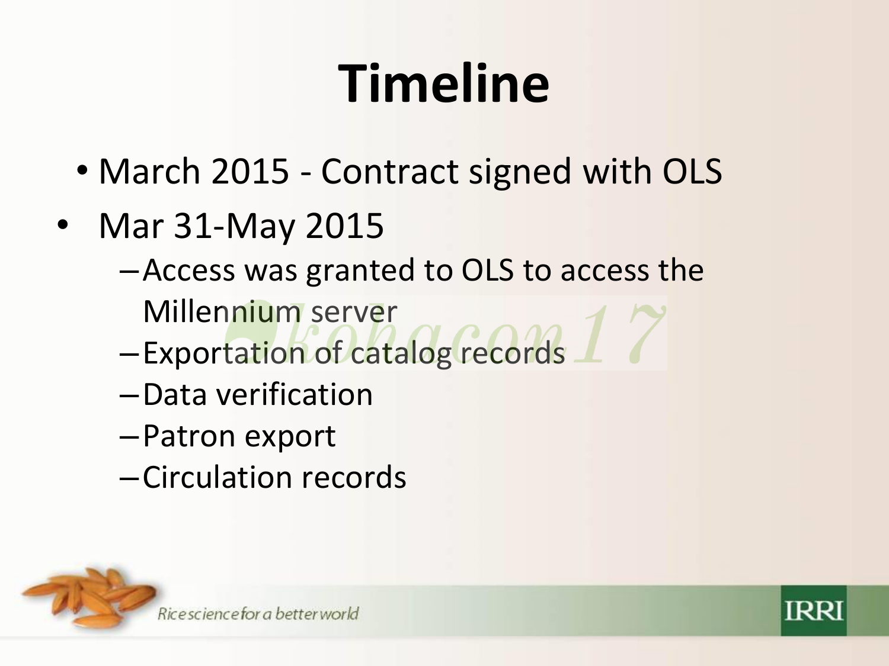# Timeline

- March 2015 - Contract signed with OLS
- Mar 31-May 2015
  - Access was granted to OLS to access the Millennium server
  - Exportation of catalog records
  - Data verification
  - Patron export
  - Circulation records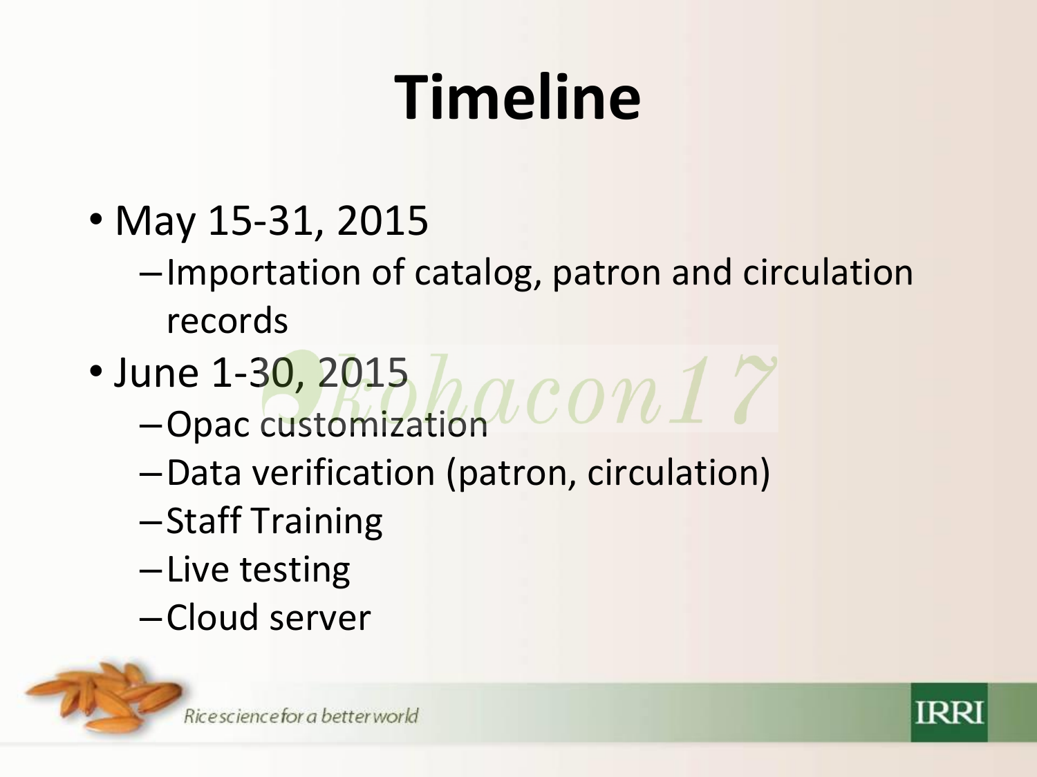# Timeline

- May 15-31, 2015
  - Importation of catalog, patron and circulation records
- June 1-30, 2015
  - Opac customization
  - Data verification (patron, circulation)
  - Staff Training
  - Live testing
  - Cloud server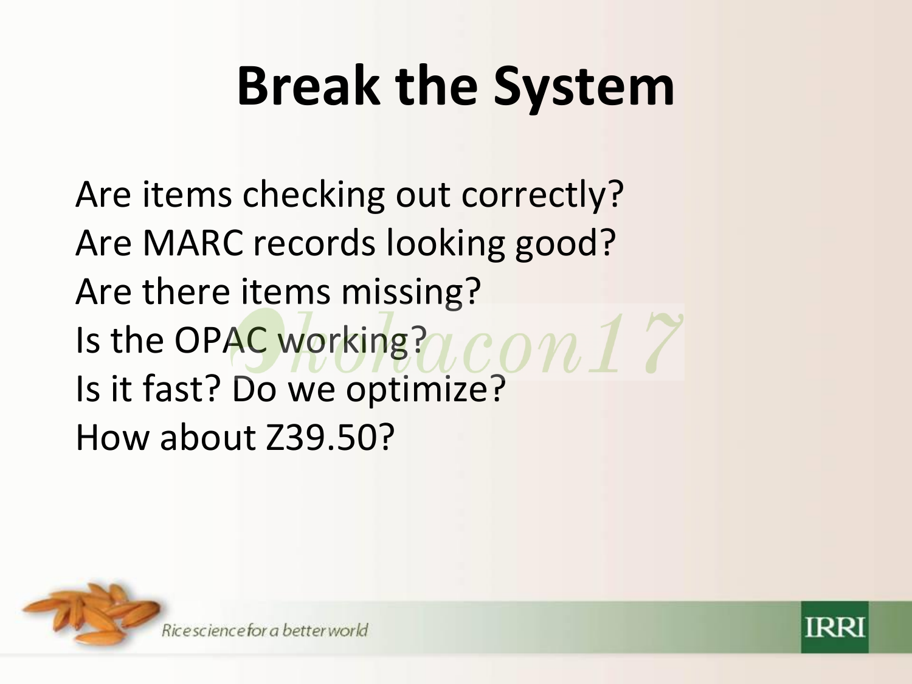# Break the System

Are items checking out correctly?
Are MARC records looking good?
Are there items missing?
Is the OPAC working?
Is it fast? Do we optimize?
How about Z39.50?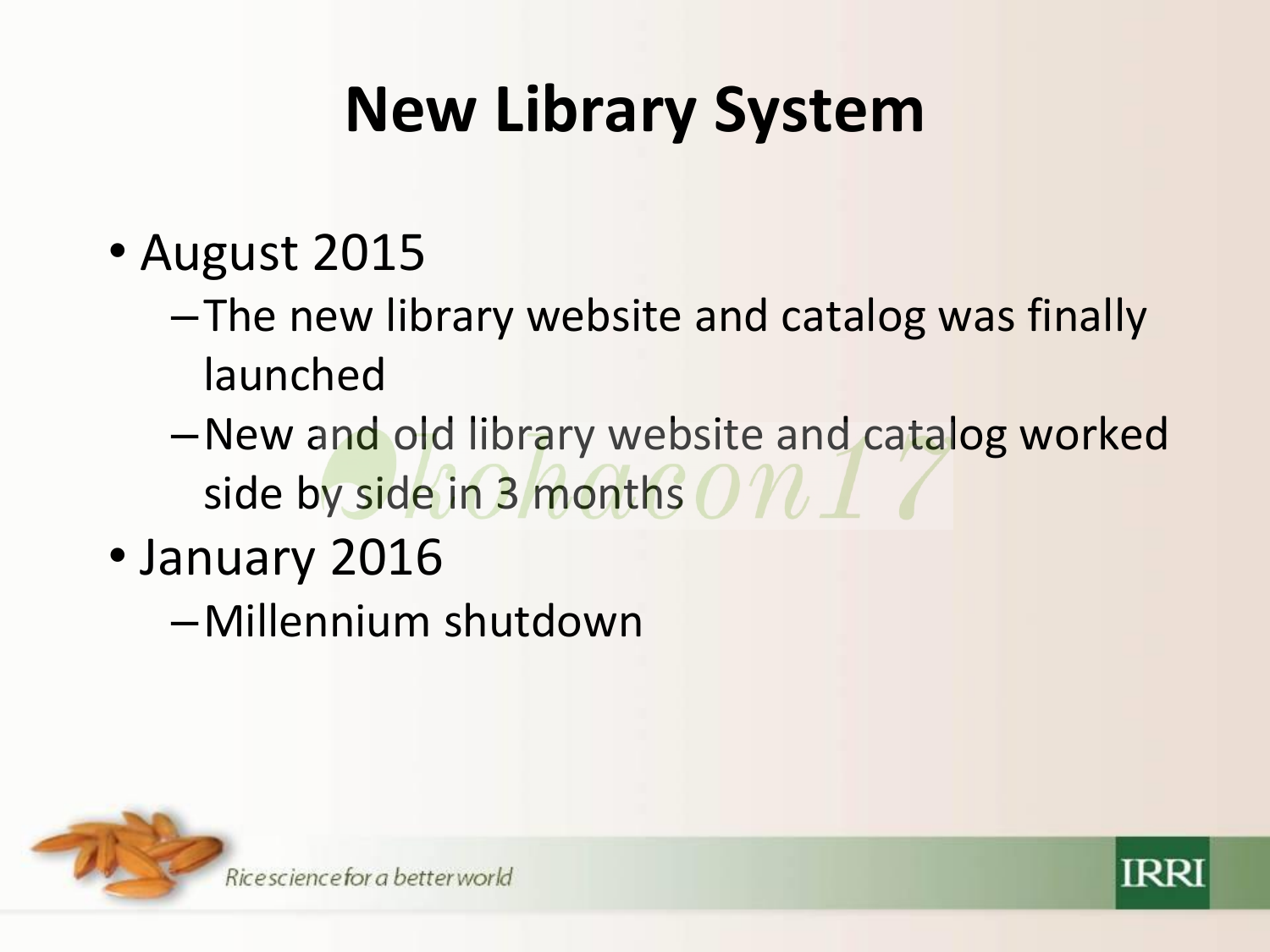# New Library System

- August 2015
  - The new library website and catalog was finally launched
  - New and old library website and catalog worked side by side in 3 months
- January 2016
  - Millennium shutdown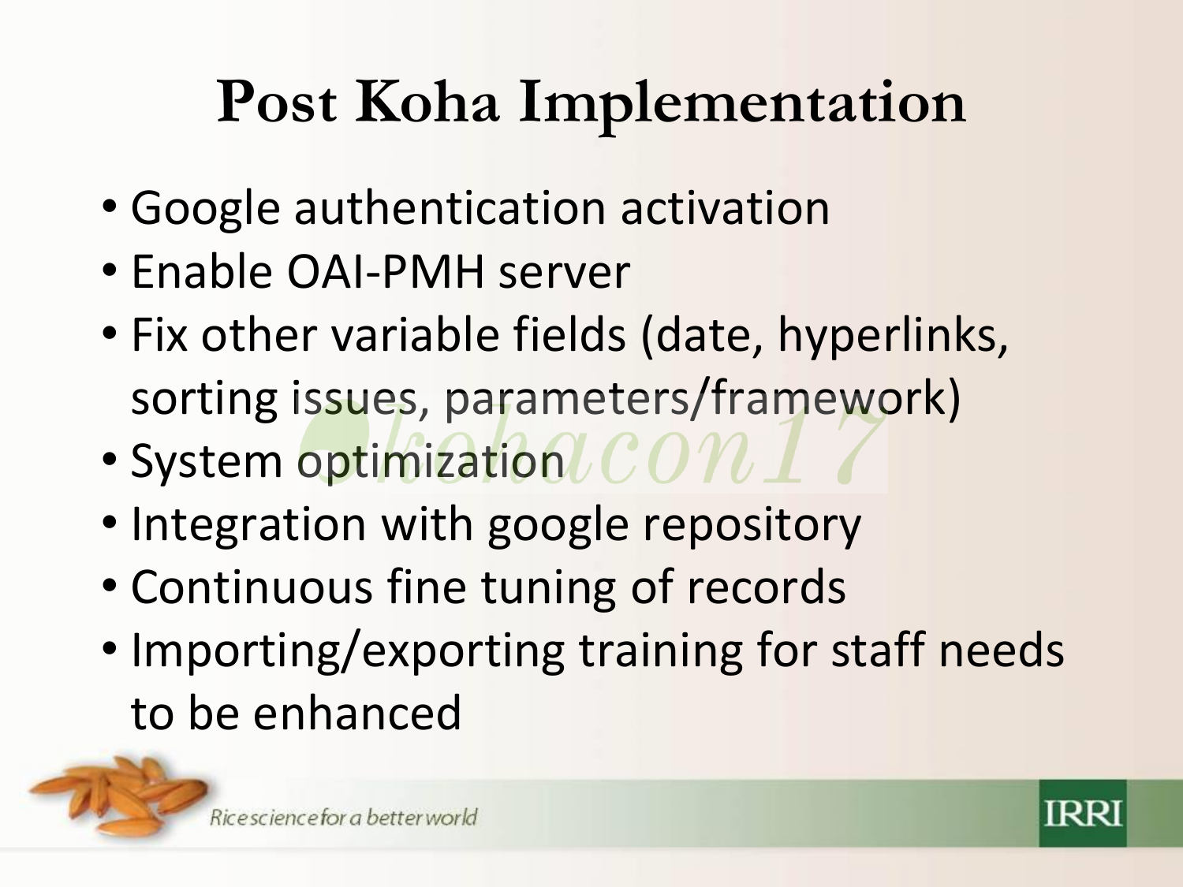# Post Koha Implementation

- Google authentication activation
- Enable OAI-PMH server
- Fix other variable fields (date, hyperlinks, sorting issues, parameters/framework)
- System optimization
- Integration with google repository
- Continuous fine tuning of records
- Importing/exporting training for staff needs to be enhanced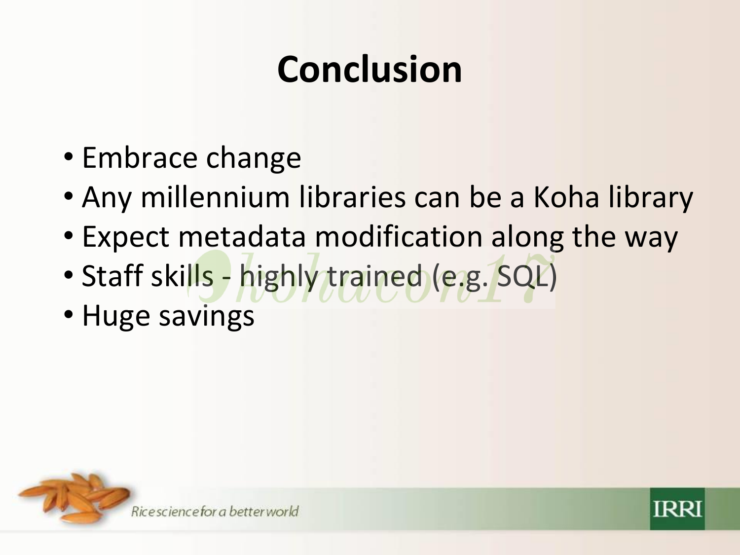# Conclusion

- Embrace change
- Any millennium libraries can be a Koha library
- Expect metadata modification along the way
- Staff skills - highly trained (e.g. SQL)
- Huge savings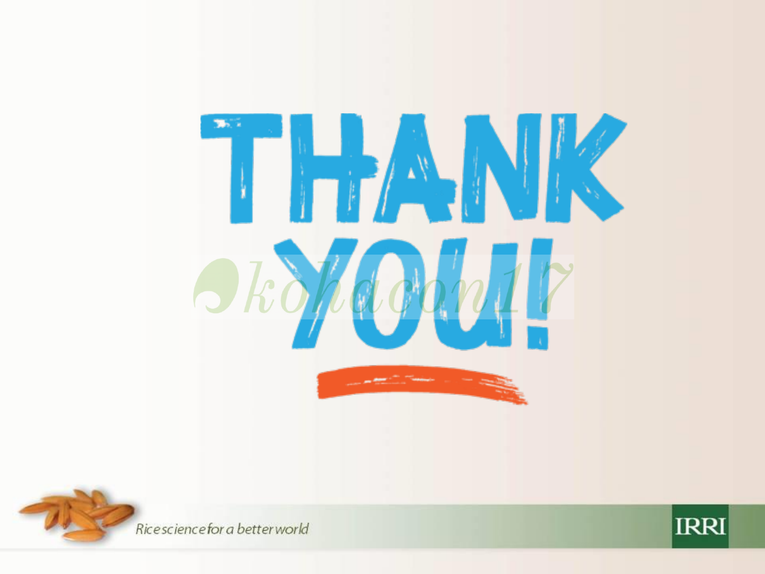# THANK YOU!